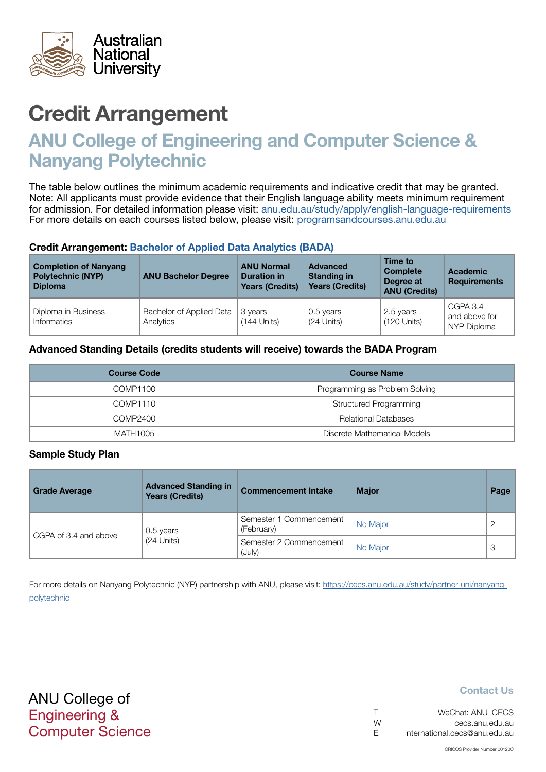Australian National University

# Credit Arrangement

## ANU College of Engineering and Computer Science & Nanyang Polytechnic

The table below outlines the minimum academic requirements and indicative credit that may be granted. Note: All applicants must provide evidence that their English language ability meets minimum requirement for admission. For detailed information please visit: [anu.edu.au/study/apply/english-language-requirements](anu.edu.au/study/apply/english-language-requirements)
For more details on each courses listed below, please visit: [programsandcourses.anu.edu.au](programsandcourses.anu.edu.au)

**Credit Arrangement: [Bachelor of Applied Data Analytics (BADA)]()**

| Completion of Nanyang Polytechnic (NYP) Diploma | ANU Bachelor Degree | ANU Normal Duration in Years (Credits) | Advanced Standing in Years (Credits) | Time to Complete Degree at ANU (Credits) | Academic Requirements |
|---|---|---|---|---|---|
| Diploma in Business Informatics | Bachelor of Applied Data Analytics | 3 years (144 Units) | 0.5 years (24 Units) | 2.5 years (120 Units) | CGPA 3.4 and above for NYP Diploma |

**Advanced Standing Details (credits students will receive) towards the BADA Program**

| Course Code | Course Name |
|---|---|
| COMP1100 | Programming as Problem Solving |
| COMP1110 | Structured Programming |
| COMP2400 | Relational Databases |
| MATH1005 | Discrete Mathematical Models |

**Sample Study Plan**

| Grade Average | Advanced Standing in Years (Credits) | Commencement Intake | Major | Page |
|---|---|---|---|---|
| CGPA of 3.4 and above | 0.5 years (24 Units) | Semester 1 Commencement (February) | [No Major]() | 2 |
| | | Semester 2 Commencement (July) | [No Major]() | 3 |

For more details on Nanyang Polytechnic (NYP) partnership with ANU, please visit: [https://cecs.anu.edu.au/study/partner-uni/nanyang-polytechnic](https://cecs.anu.edu.au/study/partner-uni/nanyang-polytechnic)

ANU College of
Engineering &
Computer Science

**Contact Us**

T WeChat: ANU_CECS
W cecs.anu.edu.au
E international.cecs@anu.edu.au

CRICOS Provider Number 00120C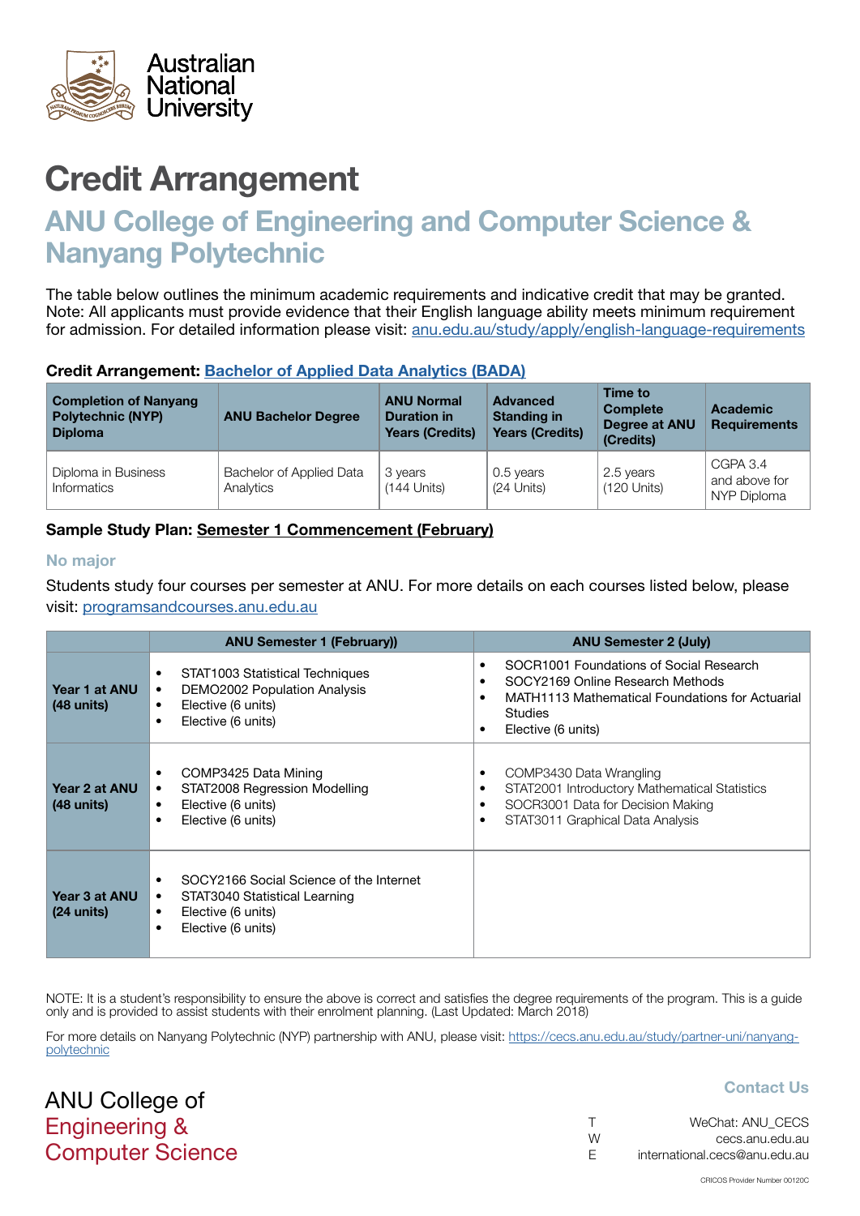Australian National University

# Credit Arrangement

## ANU College of Engineering and Computer Science & Nanyang Polytechnic

The table below outlines the minimum academic requirements and indicative credit that may be granted. Note: All applicants must provide evidence that their English language ability meets minimum requirement for admission. For detailed information please visit: anu.edu.au/study/apply/english-language-requirements

**Credit Arrangement: Bachelor of Applied Data Analytics (BADA)**

| Completion of Nanyang Polytechnic (NYP) Diploma | ANU Bachelor Degree | ANU Normal Duration in Years (Credits) | Advanced Standing in Years (Credits) | Time to Complete Degree at ANU (Credits) | Academic Requirements |
|---|---|---|---|---|---|
| Diploma in Business Informatics | Bachelor of Applied Data Analytics | 3 years (144 Units) | 0.5 years (24 Units) | 2.5 years (120 Units) | CGPA 3.4 and above for NYP Diploma |

**Sample Study Plan: Semester 1 Commencement (February)**

### No major

Students study four courses per semester at ANU. For more details on each courses listed below, please visit: programsandcourses.anu.edu.au

| | ANU Semester 1 (February)) | ANU Semester 2 (July) |
|---|---|---|
| **Year 1 at ANU (48 units)** | • STAT1003 Statistical Techniques<br>• DEMO2002 Population Analysis<br>• Elective (6 units)<br>• Elective (6 units) | • SOCR1001 Foundations of Social Research<br>• SOCY2169 Online Research Methods<br>• MATH1113 Mathematical Foundations for Actuarial Studies<br>• Elective (6 units) |
| **Year 2 at ANU (48 units)** | • COMP3425 Data Mining<br>• STAT2008 Regression Modelling<br>• Elective (6 units)<br>• Elective (6 units) | • COMP3430 Data Wrangling<br>• STAT2001 Introductory Mathematical Statistics<br>• SOCR3001 Data for Decision Making<br>• STAT3011 Graphical Data Analysis |
| **Year 3 at ANU (24 units)** | • SOCY2166 Social Science of the Internet<br>• STAT3040 Statistical Learning<br>• Elective (6 units)<br>• Elective (6 units) | |

NOTE: It is a student's responsibility to ensure the above is correct and satisfies the degree requirements of the program. This is a guide only and is provided to assist students with their enrolment planning. (Last Updated: March 2018)

For more details on Nanyang Polytechnic (NYP) partnership with ANU, please visit: https://cecs.anu.edu.au/study/partner-uni/nanyang-polytechnic

ANU College of Engineering & Computer Science

**Contact Us**

T WeChat: ANU_CECS
W cecs.anu.edu.au
E international.cecs@anu.edu.au

CRICOS Provider Number 00120C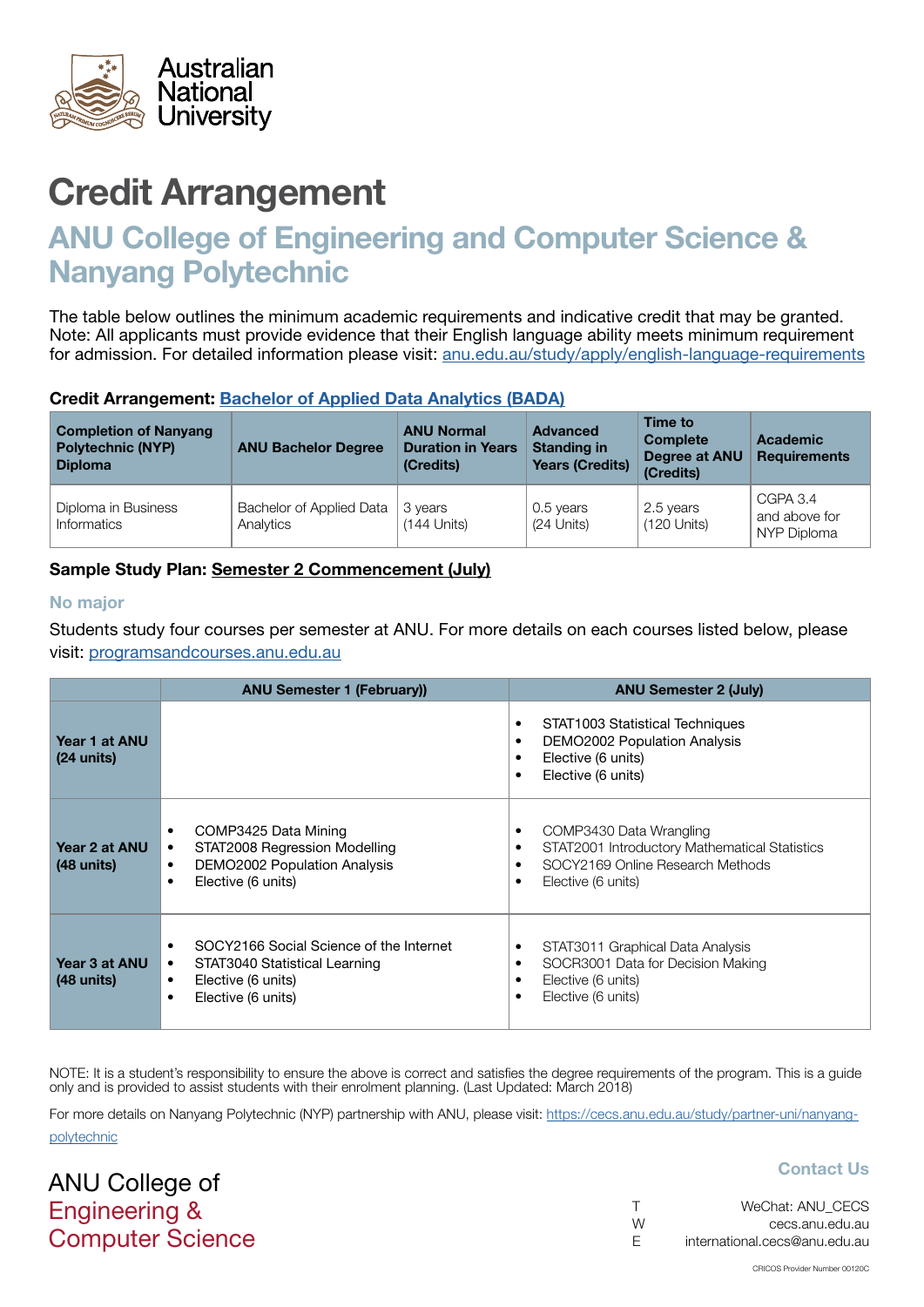Australian National University

# Credit Arrangement

## ANU College of Engineering and Computer Science & Nanyang Polytechnic

The table below outlines the minimum academic requirements and indicative credit that may be granted. Note: All applicants must provide evidence that their English language ability meets minimum requirement for admission. For detailed information please visit: anu.edu.au/study/apply/english-language-requirements

**Credit Arrangement: Bachelor of Applied Data Analytics (BADA)**

| Completion of Nanyang Polytechnic (NYP) Diploma | ANU Bachelor Degree | ANU Normal Duration in Years (Credits) | Advanced Standing in Years (Credits) | Time to Complete Degree at ANU (Credits) | Academic Requirements |
|---|---|---|---|---|---|
| Diploma in Business Informatics | Bachelor of Applied Data Analytics | 3 years (144 Units) | 0.5 years (24 Units) | 2.5 years (120 Units) | CGPA 3.4 and above for NYP Diploma |

**Sample Study Plan: Semester 2 Commencement (July)**

### No major

Students study four courses per semester at ANU. For more details on each courses listed below, please visit: programsandcourses.anu.edu.au

| | ANU Semester 1 (February)) | ANU Semester 2 (July) |
|---|---|---|
| **Year 1 at ANU (24 units)** | | • STAT1003 Statistical Techniques<br>• DEMO2002 Population Analysis<br>• Elective (6 units)<br>• Elective (6 units) |
| **Year 2 at ANU (48 units)** | • COMP3425 Data Mining<br>• STAT2008 Regression Modelling<br>• DEMO2002 Population Analysis<br>• Elective (6 units) | • COMP3430 Data Wrangling<br>• STAT2001 Introductory Mathematical Statistics<br>• SOCY2169 Online Research Methods<br>• Elective (6 units) |
| **Year 3 at ANU (48 units)** | • SOCY2166 Social Science of the Internet<br>• STAT3040 Statistical Learning<br>• Elective (6 units)<br>• Elective (6 units) | • STAT3011 Graphical Data Analysis<br>• SOCR3001 Data for Decision Making<br>• Elective (6 units)<br>• Elective (6 units) |

NOTE: It is a student's responsibility to ensure the above is correct and satisfies the degree requirements of the program. This is a guide only and is provided to assist students with their enrolment planning. (Last Updated: March 2018)

For more details on Nanyang Polytechnic (NYP) partnership with ANU, please visit: https://cecs.anu.edu.au/study/partner-uni/nanyang-polytechnic

ANU College of
Engineering &
Computer Science

**Contact Us**

T WeChat: ANU_CECS
W cecs.anu.edu.au
E international.cecs@anu.edu.au

CRICOS Provider Number 00120C